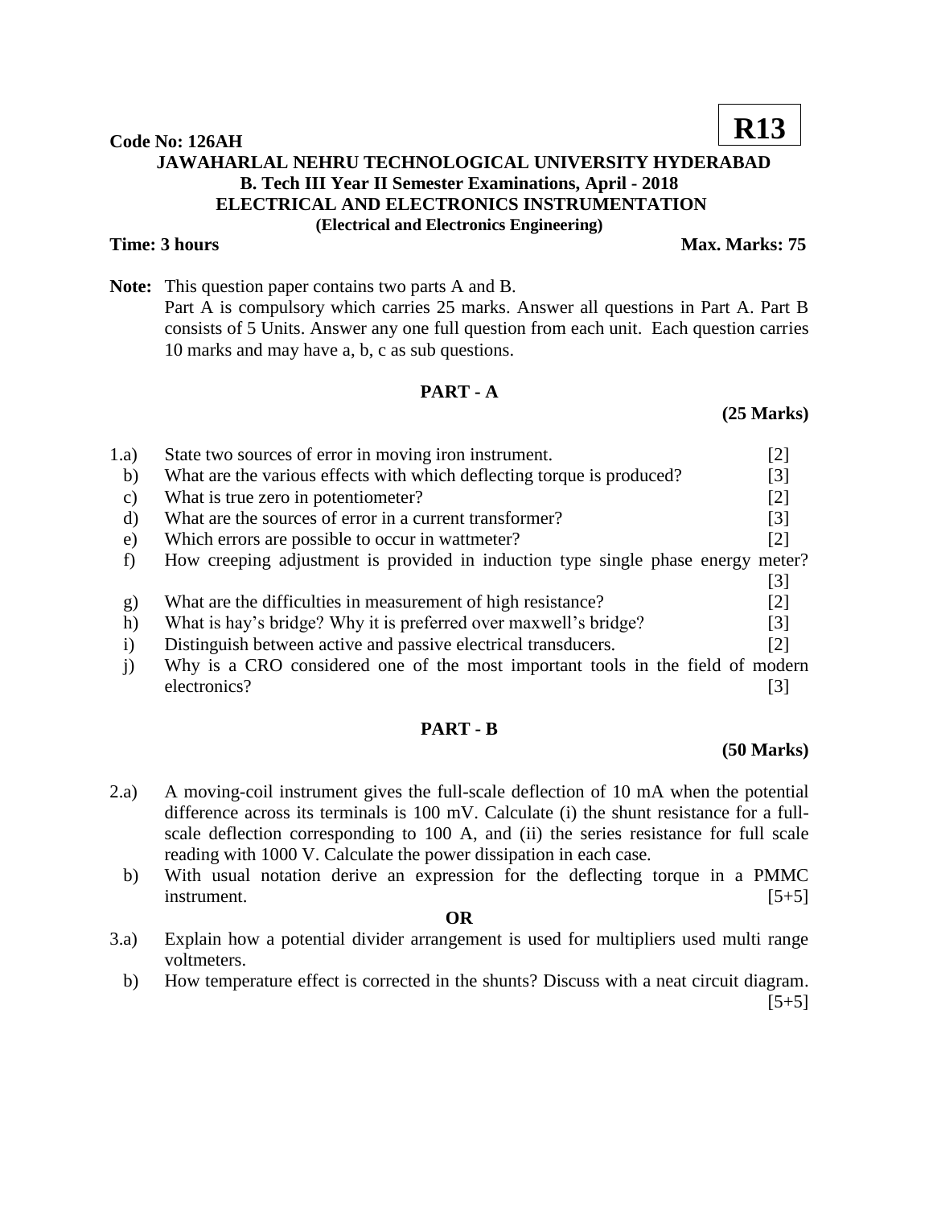**R13**

**Code No: 126AH**

# JAWAHARLAL NEHRU TECHNOLOGICAL UNIVERSITY HYDERABAD

## B. Tech III Year II Semester Examinations, April - 2018

## ELECTRICAL AND ELECTRONICS INSTRUMENTATION

**(Electrical and Electronics Engineering)**

**Time: 3 hours** **Max. Marks: 75**

**Note:** This question paper contains two parts A and B.
Part A is compulsory which carries 25 marks. Answer all questions in Part A. Part B consists of 5 Units. Answer any one full question from each unit. Each question carries 10 marks and may have a, b, c as sub questions.

## PART - A

**(25 Marks)**

1.a) State two sources of error in moving iron instrument. [2]

b) What are the various effects with which deflecting torque is produced? [3]

c) What is true zero in potentiometer? [2]

d) What are the sources of error in a current transformer? [3]

e) Which errors are possible to occur in wattmeter? [2]

f) How creeping adjustment is provided in induction type single phase energy meter? [3]

g) What are the difficulties in measurement of high resistance? [2]

h) What is hay's bridge? Why it is preferred over maxwell's bridge? [3]

i) Distinguish between active and passive electrical transducers. [2]

j) Why is a CRO considered one of the most important tools in the field of modern electronics? [3]

## PART - B

**(50 Marks)**

2.a) A moving-coil instrument gives the full-scale deflection of 10 mA when the potential difference across its terminals is 100 mV. Calculate (i) the shunt resistance for a full-scale deflection corresponding to 100 A, and (ii) the series resistance for full scale reading with 1000 V. Calculate the power dissipation in each case.

b) With usual notation derive an expression for the deflecting torque in a PMMC instrument. [5+5]

**OR**

3.a) Explain how a potential divider arrangement is used for multipliers used multi range voltmeters.

b) How temperature effect is corrected in the shunts? Discuss with a neat circuit diagram. [5+5]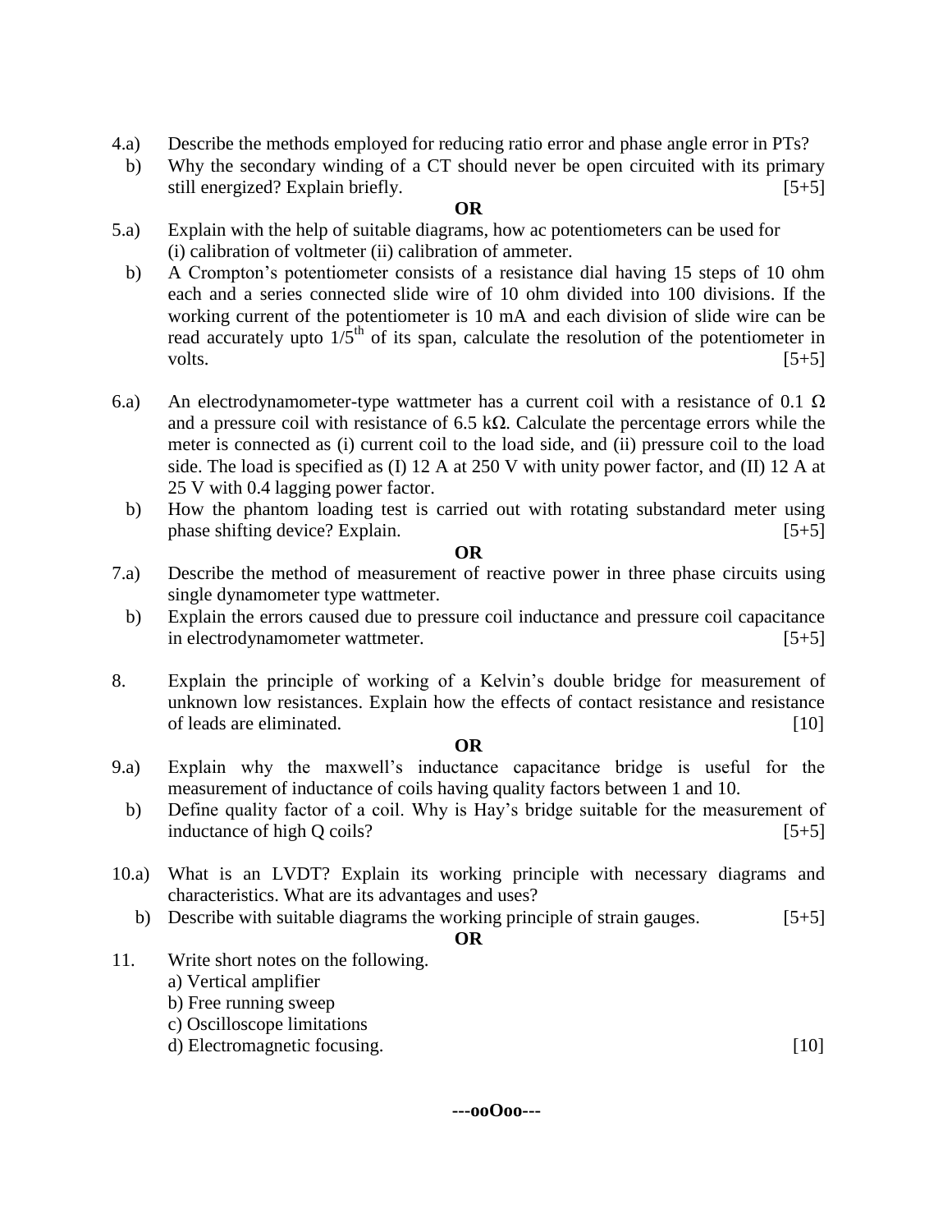4.a) Describe the methods employed for reducing ratio error and phase angle error in PTs?

b) Why the secondary winding of a CT should never be open circuited with its primary still energized? Explain briefly. [5+5]

**OR**

5.a) Explain with the help of suitable diagrams, how ac potentiometers can be used for (i) calibration of voltmeter (ii) calibration of ammeter.

b) A Crompton's potentiometer consists of a resistance dial having 15 steps of 10 ohm each and a series connected slide wire of 10 ohm divided into 100 divisions. If the working current of the potentiometer is 10 mA and each division of slide wire can be read accurately upto $1/5^{th}$ of its span, calculate the resolution of the potentiometer in volts. [5+5]

6.a) An electrodynamometer-type wattmeter has a current coil with a resistance of 0.1 $\Omega$ and a pressure coil with resistance of 6.5 k$\Omega$. Calculate the percentage errors while the meter is connected as (i) current coil to the load side, and (ii) pressure coil to the load side. The load is specified as (I) 12 A at 250 V with unity power factor, and (II) 12 A at 25 V with 0.4 lagging power factor.

b) How the phantom loading test is carried out with rotating substandard meter using phase shifting device? Explain. [5+5]

**OR**

7.a) Describe the method of measurement of reactive power in three phase circuits using single dynamometer type wattmeter.

b) Explain the errors caused due to pressure coil inductance and pressure coil capacitance in electrodynamometer wattmeter. [5+5]

8. Explain the principle of working of a Kelvin's double bridge for measurement of unknown low resistances. Explain how the effects of contact resistance and resistance of leads are eliminated. [10]

**OR**

9.a) Explain why the maxwell's inductance capacitance bridge is useful for the measurement of inductance of coils having quality factors between 1 and 10.

b) Define quality factor of a coil. Why is Hay's bridge suitable for the measurement of inductance of high Q coils? [5+5]

10.a) What is an LVDT? Explain its working principle with necessary diagrams and characteristics. What are its advantages and uses?

b) Describe with suitable diagrams the working principle of strain gauges. [5+5]

**OR**

11. Write short notes on the following.
a) Vertical amplifier
b) Free running sweep
c) Oscilloscope limitations
d) Electromagnetic focusing. [10]

**---ooOoo---**